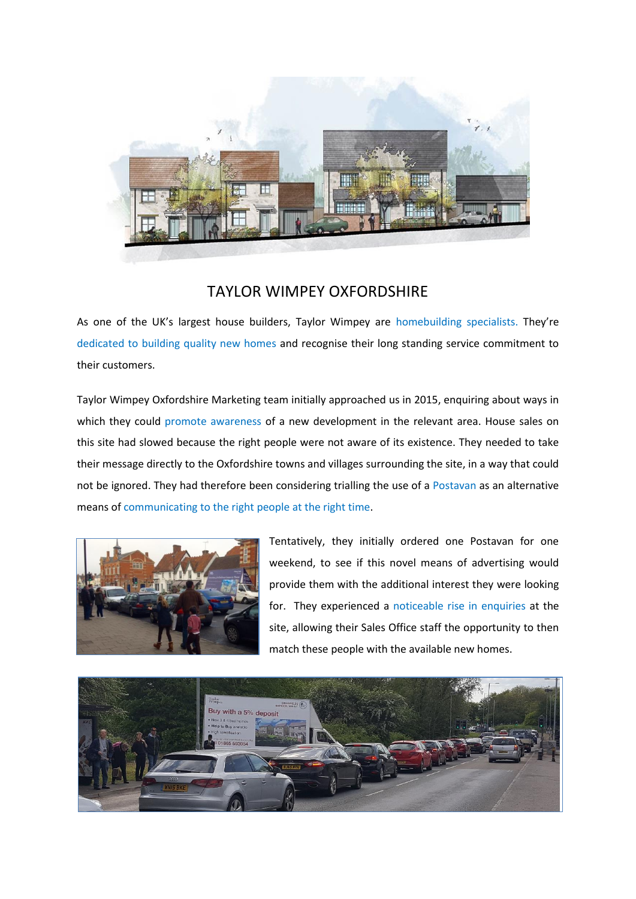# TAYLOR WIMPEY OXFORDSHIRE

As one of the UK's largest house builders, Taylor Wimpey are homebuilding specialists. They're dedicated to building quality new homes and recognise their long standing service commitment to their customers.

Taylor Wimpey Oxfordshire Marketing team initially approached us in 2015, enquiring about ways in which they could promote awareness of a new development in the relevant area. House sales on this site had slowed because the right people were not aware of its existence. They needed to take their message directly to the Oxfordshire towns and villages surrounding the site, in a way that could not be ignored. They had therefore been considering trialling the use of a Postavan as an alternative means of communicating to the right people at the right time.

Tentatively, they initially ordered one Postavan for one weekend, to see if this novel means of advertising would provide them with the additional interest they were looking for. They experienced a noticeable rise in enquiries at the site, allowing their Sales Office staff the opportunity to then match these people with the available new homes.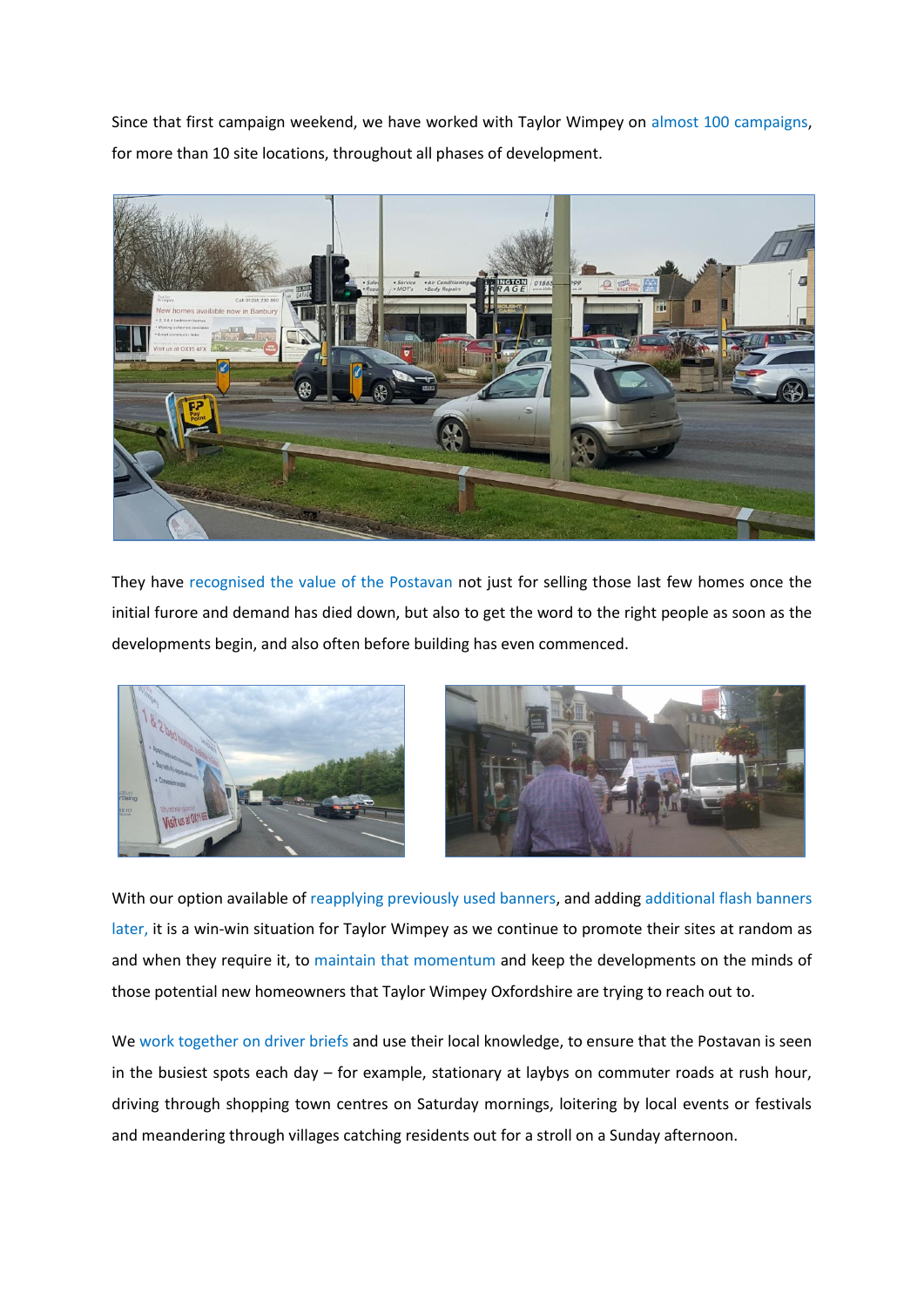Since that first campaign weekend, we have worked with Taylor Wimpey on almost 100 campaigns, for more than 10 site locations, throughout all phases of development.

They have recognised the value of the Postavan not just for selling those last few homes once the initial furore and demand has died down, but also to get the word to the right people as soon as the developments begin, and also often before building has even commenced.

With our option available of reapplying previously used banners, and adding additional flash banners later, it is a win-win situation for Taylor Wimpey as we continue to promote their sites at random as and when they require it, to maintain that momentum and keep the developments on the minds of those potential new homeowners that Taylor Wimpey Oxfordshire are trying to reach out to.

We work together on driver briefs and use their local knowledge, to ensure that the Postavan is seen in the busiest spots each day – for example, stationary at laybys on commuter roads at rush hour, driving through shopping town centres on Saturday mornings, loitering by local events or festivals and meandering through villages catching residents out for a stroll on a Sunday afternoon.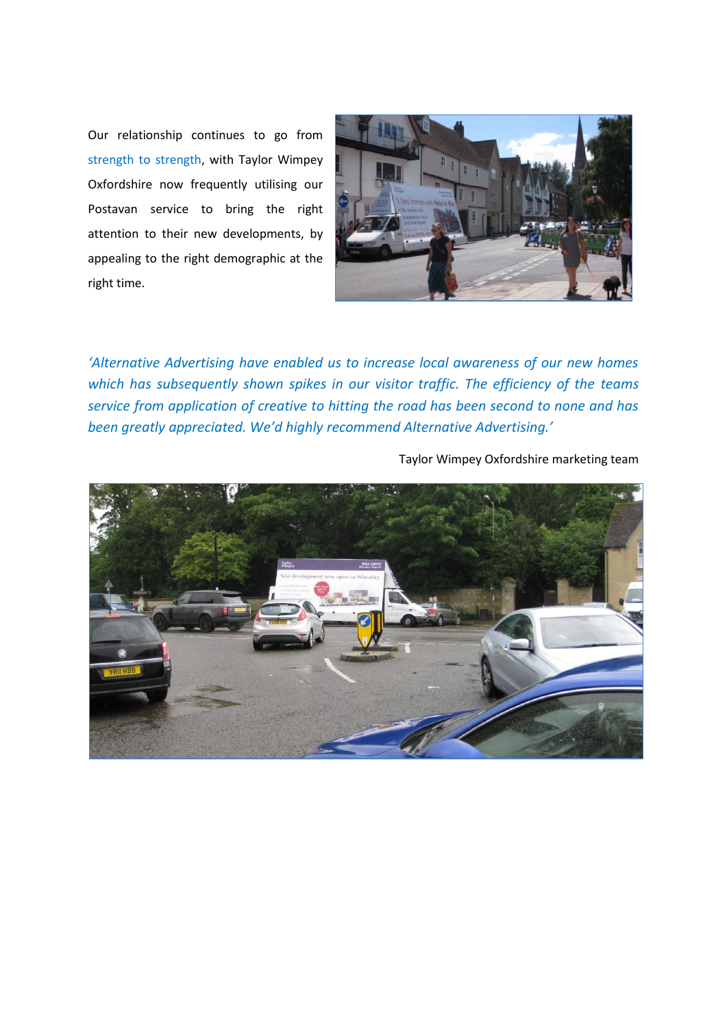Our relationship continues to go from strength to strength, with Taylor Wimpey Oxfordshire now frequently utilising our Postavan service to bring the right attention to their new developments, by appealing to the right demographic at the right time.

*'Alternative Advertising have enabled us to increase local awareness of our new homes which has subsequently shown spikes in our visitor traffic. The efficiency of the teams service from application of creative to hitting the road has been second to none and has been greatly appreciated. We'd highly recommend Alternative Advertising.'*

Taylor Wimpey Oxfordshire marketing team